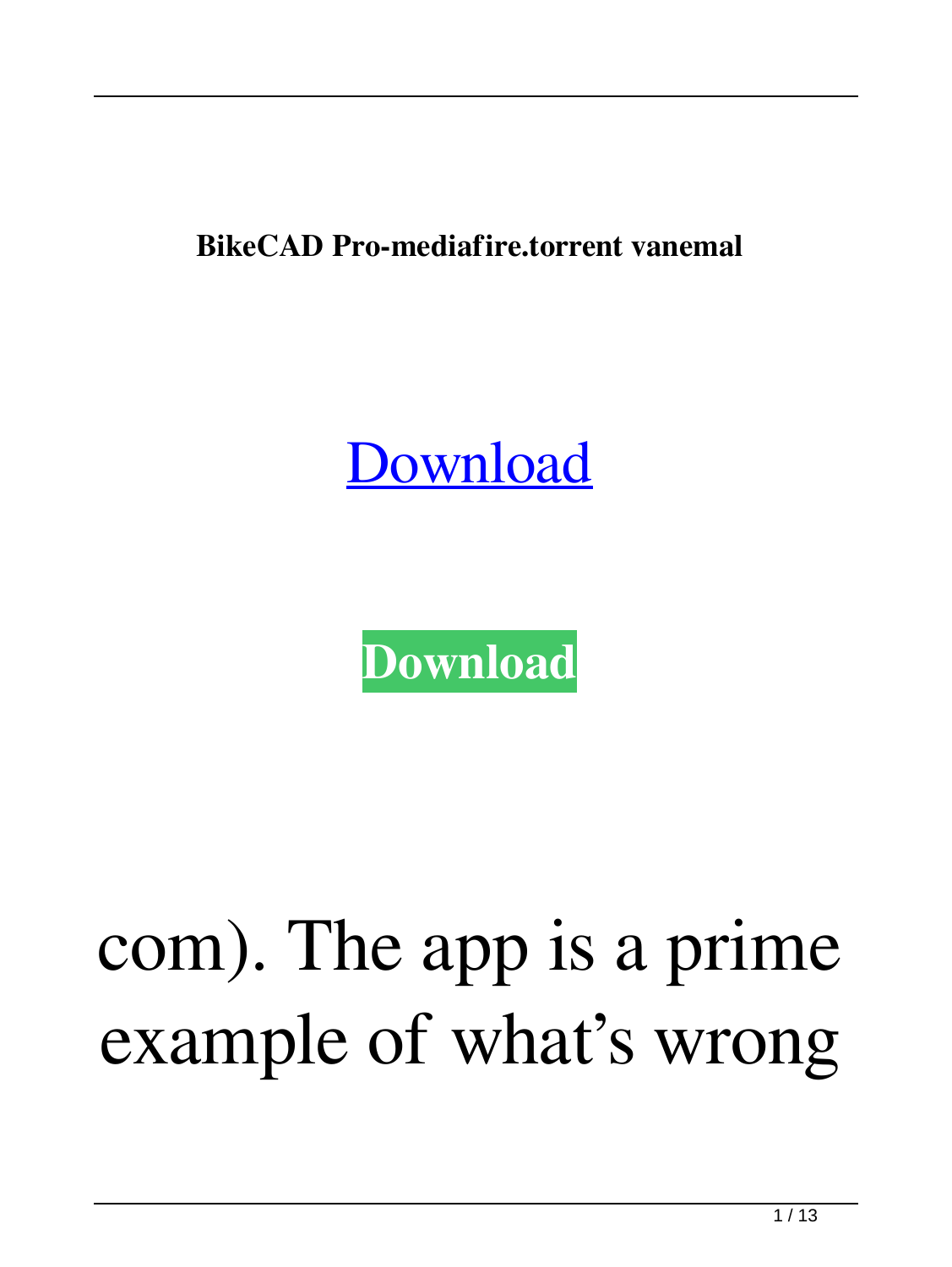**BikeCAD Pro-mediafire.torrent vanemal**

Download

**Download**

com). The app is a prime example of what's wrong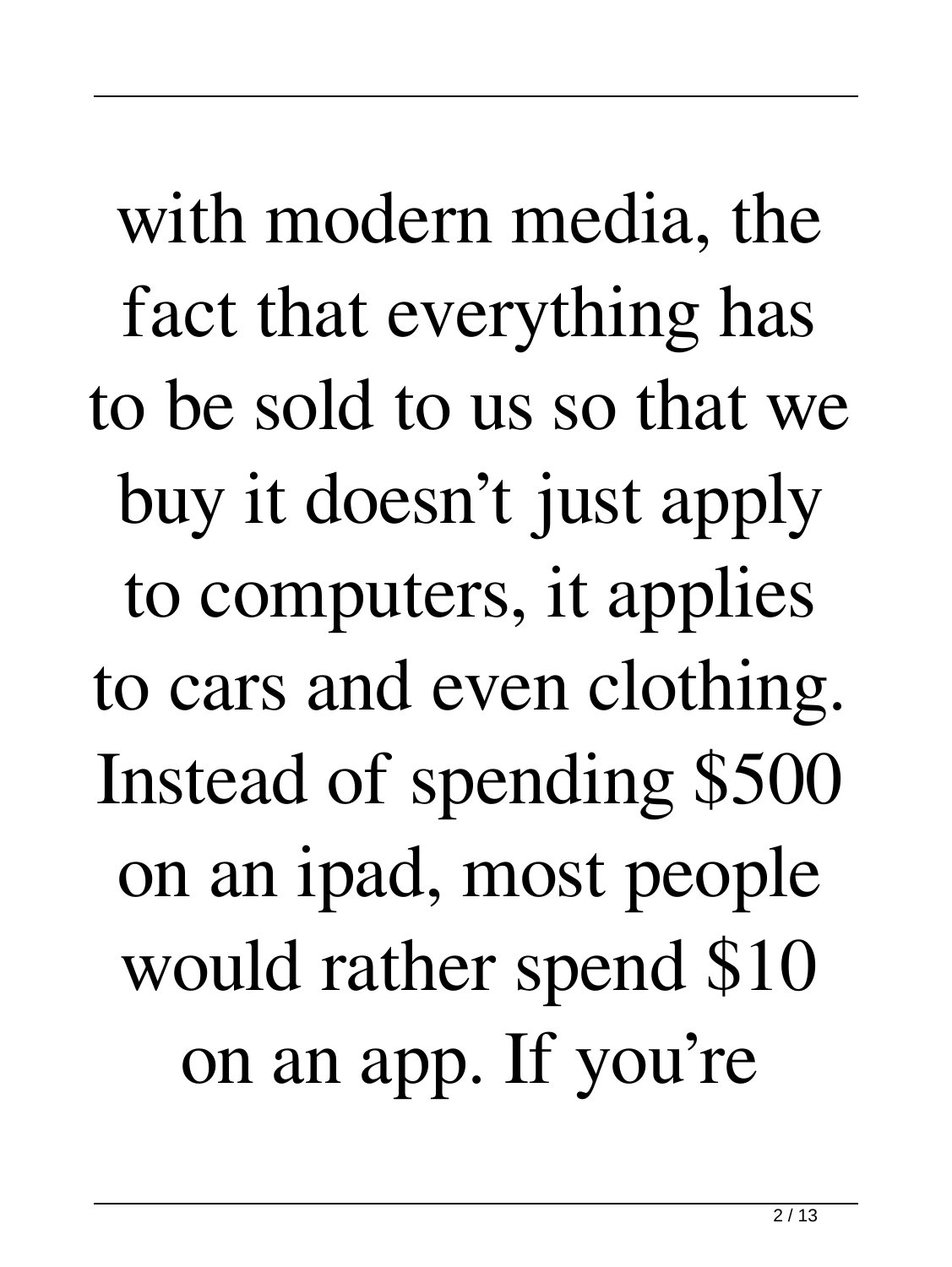with modern media, the fact that everything has to be sold to us so that we buy it doesn’t just apply to computers, it applies to cars and even clothing. Instead of spending $500 on an ipad, most people would rather spend $10 on an app. If you’re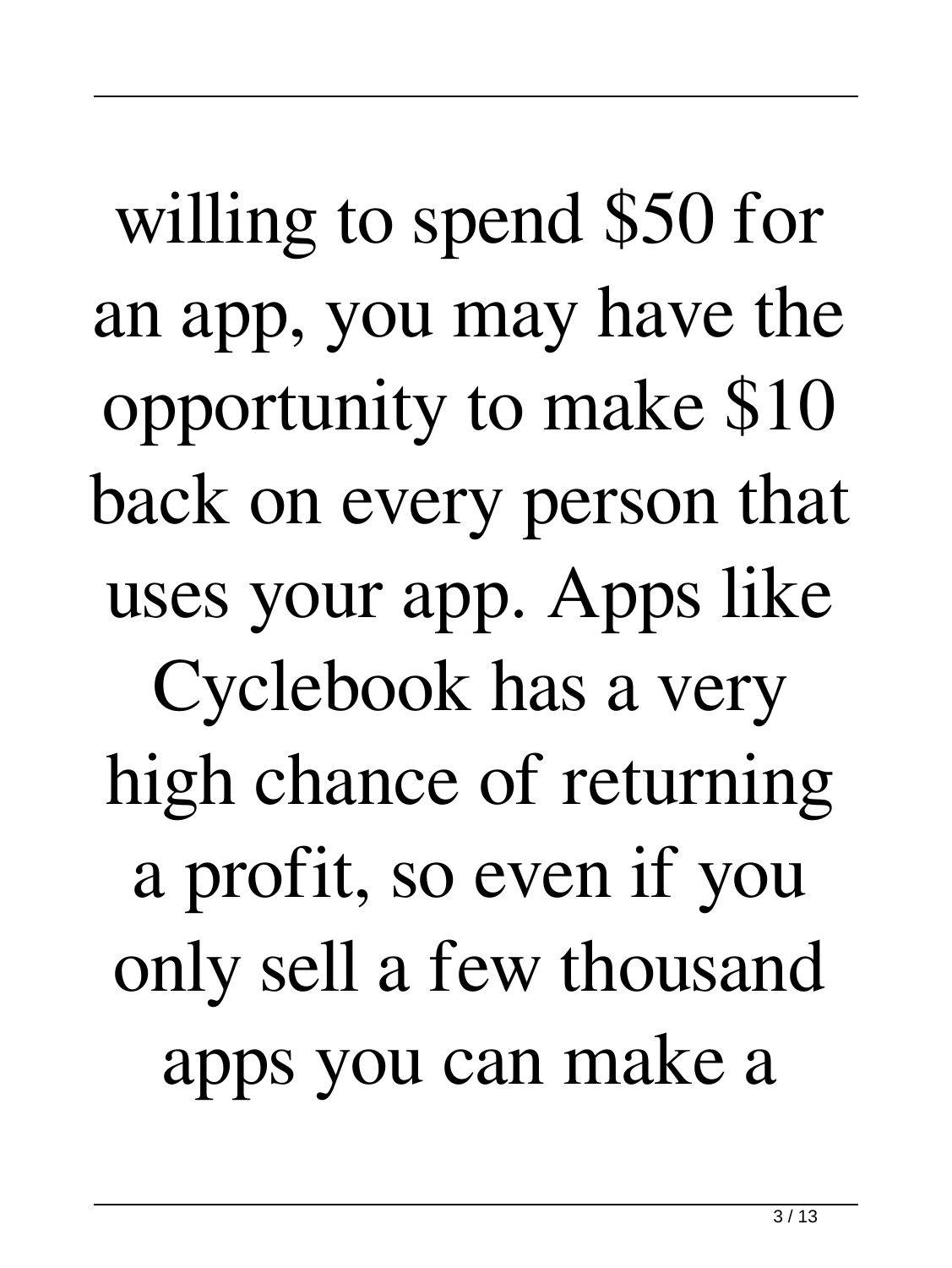willing to spend $50 for an app, you may have the opportunity to make $10 back on every person that uses your app. Apps like Cyclebook has a very high chance of returning a profit, so even if you only sell a few thousand apps you can make a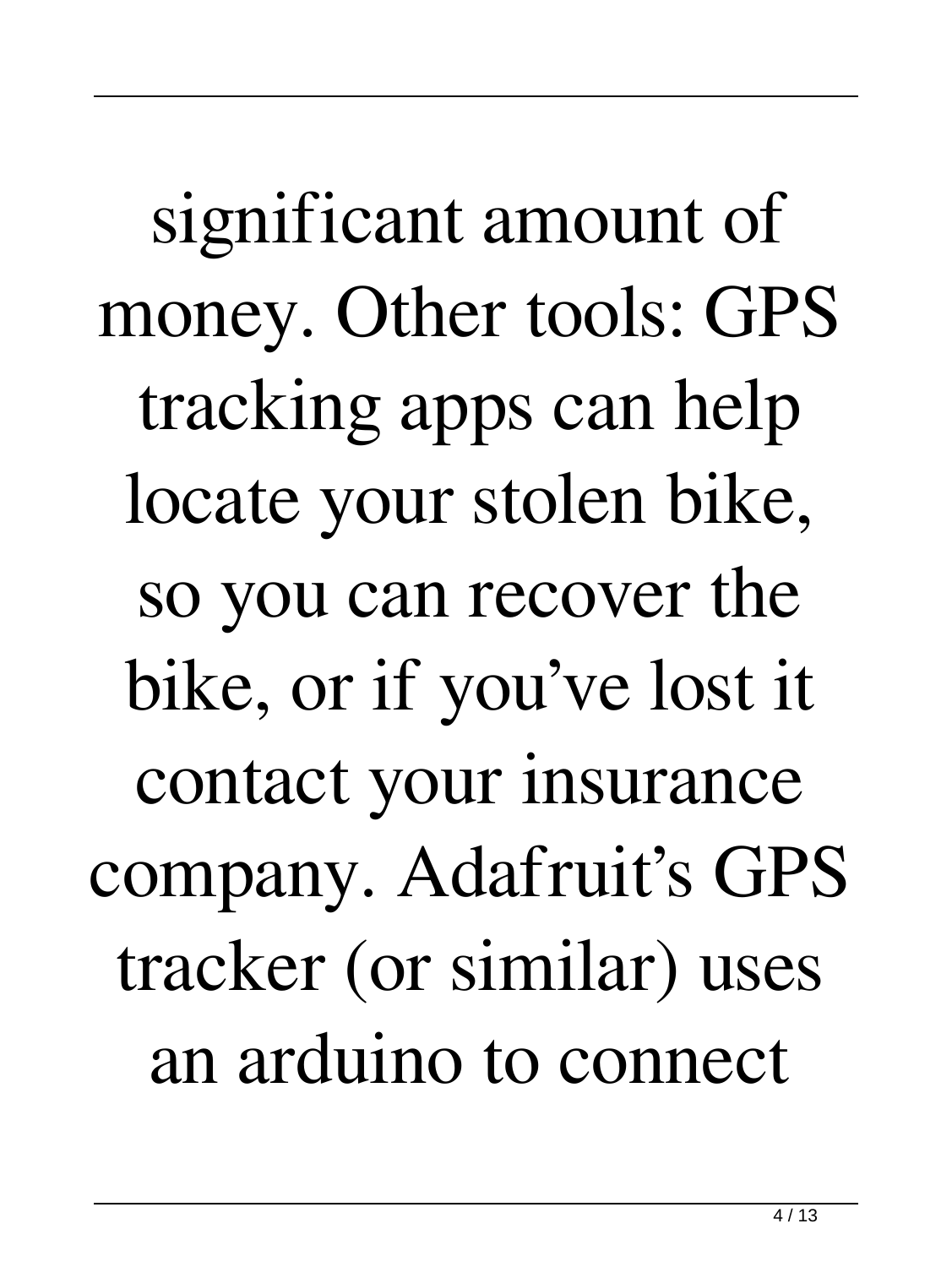significant amount of money. Other tools: GPS tracking apps can help locate your stolen bike, so you can recover the bike, or if you've lost it contact your insurance company. Adafruit's GPS tracker (or similar) uses an arduino to connect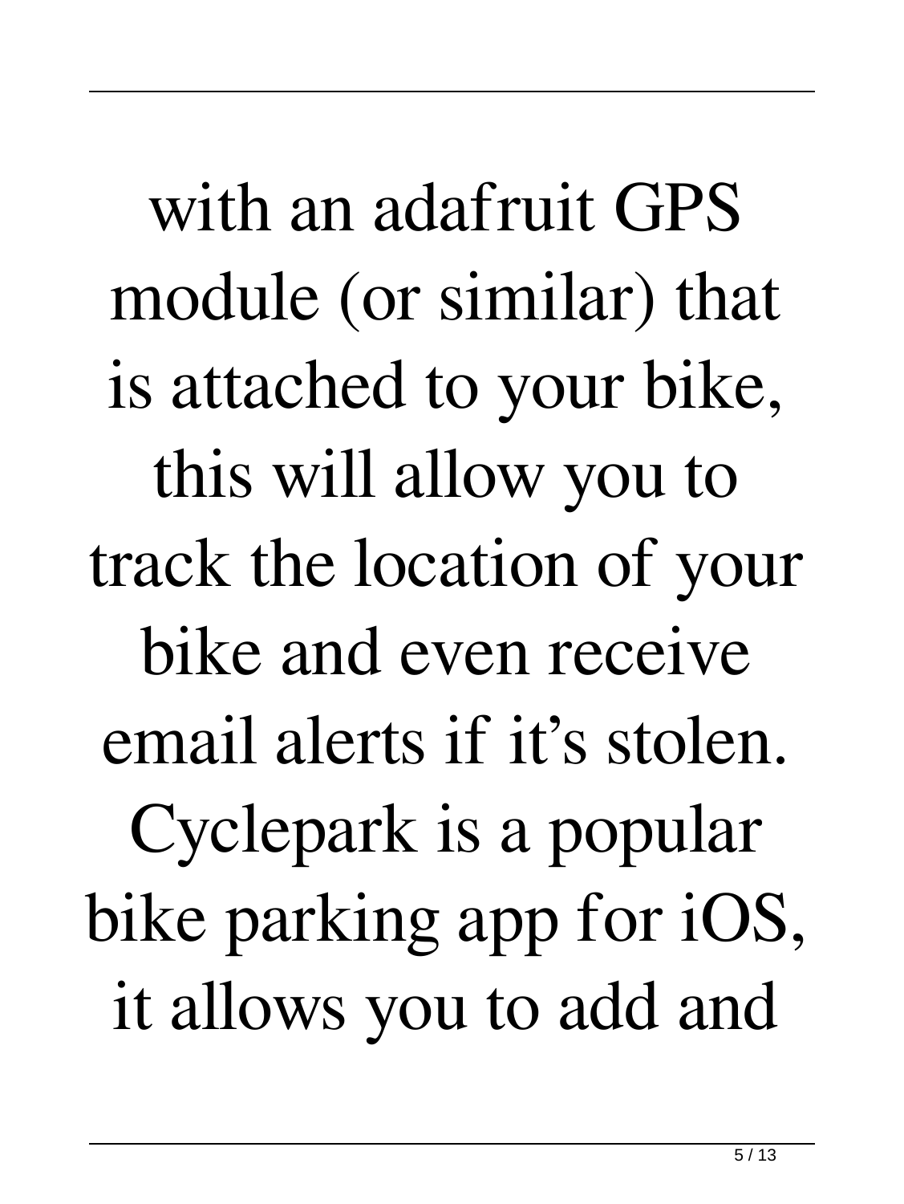with an adafruit GPS module (or similar) that is attached to your bike, this will allow you to track the location of your bike and even receive email alerts if it's stolen. Cyclepark is a popular bike parking app for iOS, it allows you to add and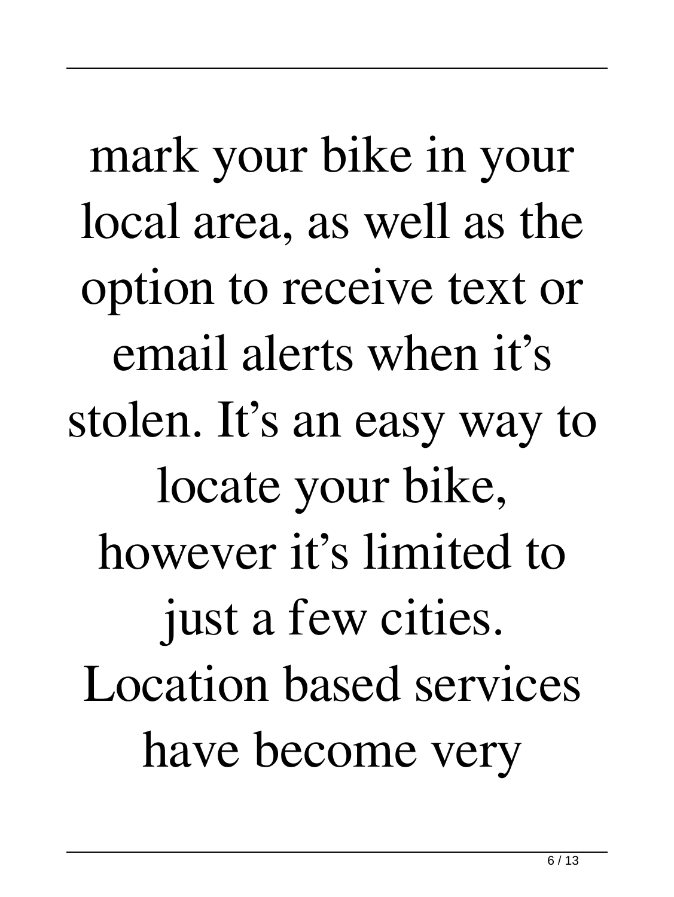mark your bike in your local area, as well as the option to receive text or email alerts when it’s stolen. It’s an easy way to locate your bike, however it’s limited to just a few cities. Location based services have become very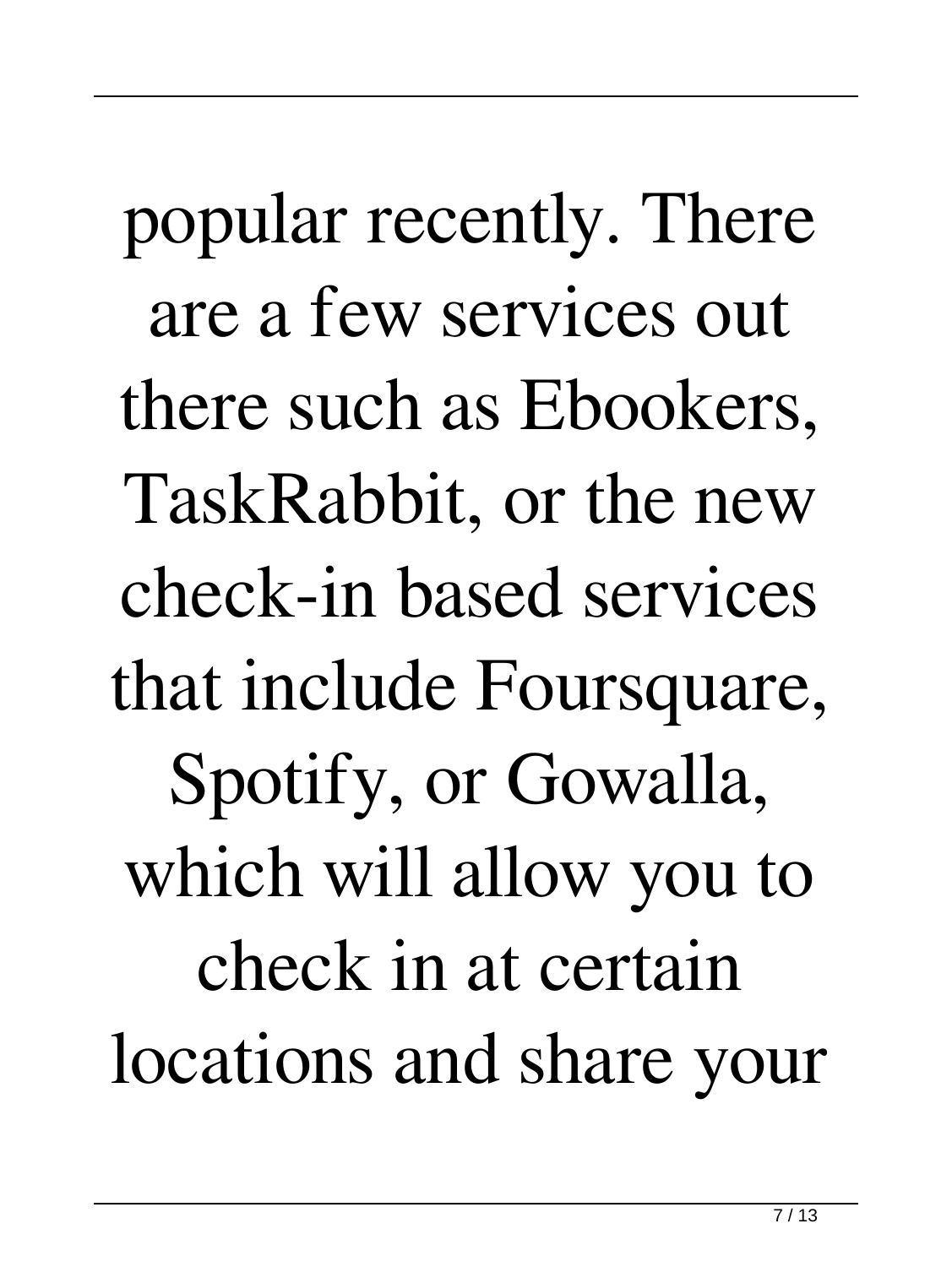popular recently. There are a few services out there such as Ebookers, TaskRabbit, or the new check-in based services that include Foursquare, Spotify, or Gowalla, which will allow you to check in at certain locations and share your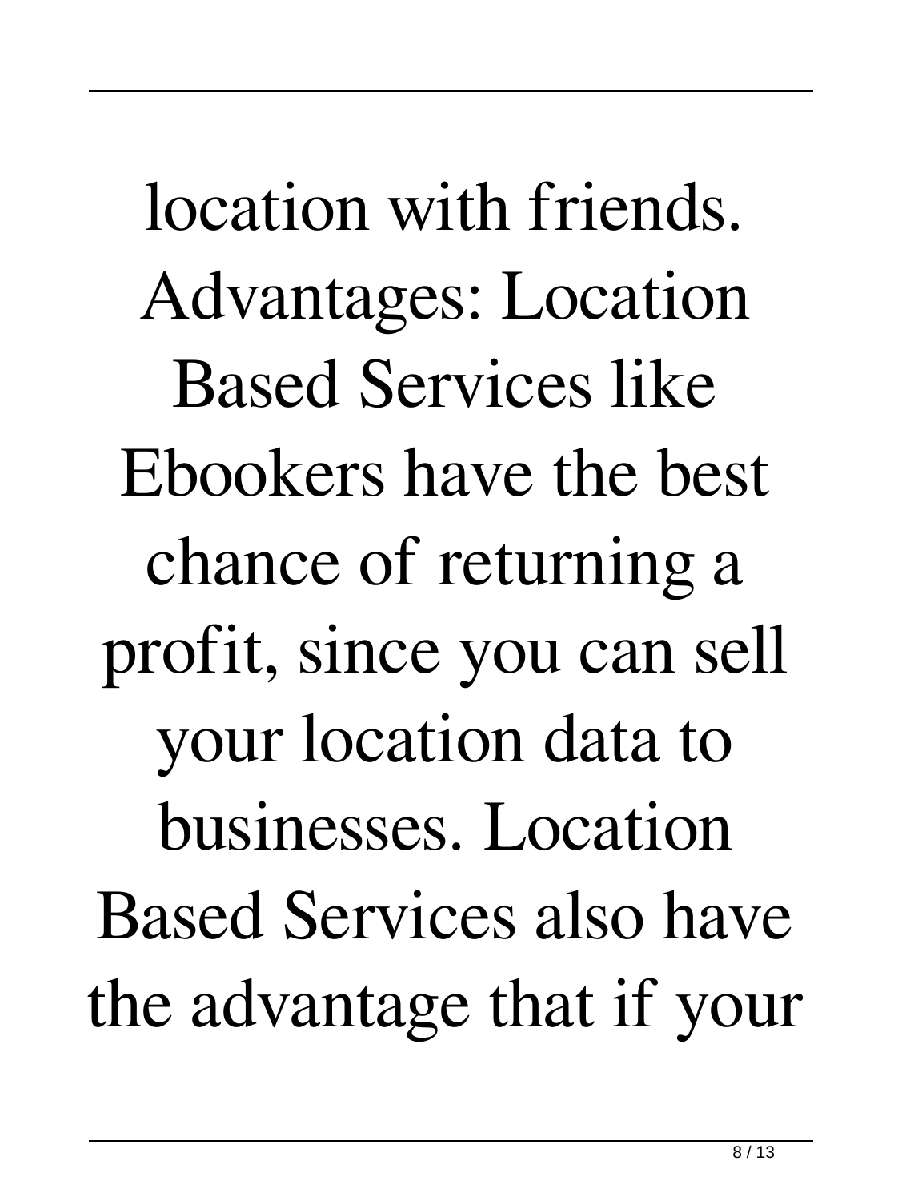location with friends. Advantages: Location Based Services like Ebookers have the best chance of returning a profit, since you can sell your location data to businesses. Location Based Services also have the advantage that if your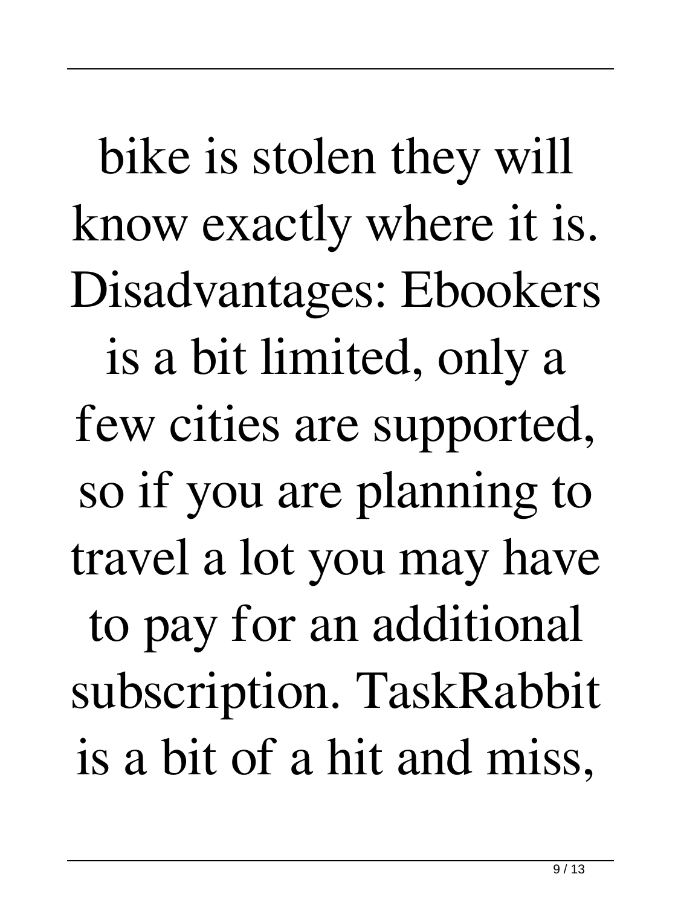bike is stolen they will know exactly where it is. Disadvantages: Ebookers is a bit limited, only a few cities are supported, so if you are planning to travel a lot you may have to pay for an additional subscription. TaskRabbit is a bit of a hit and miss,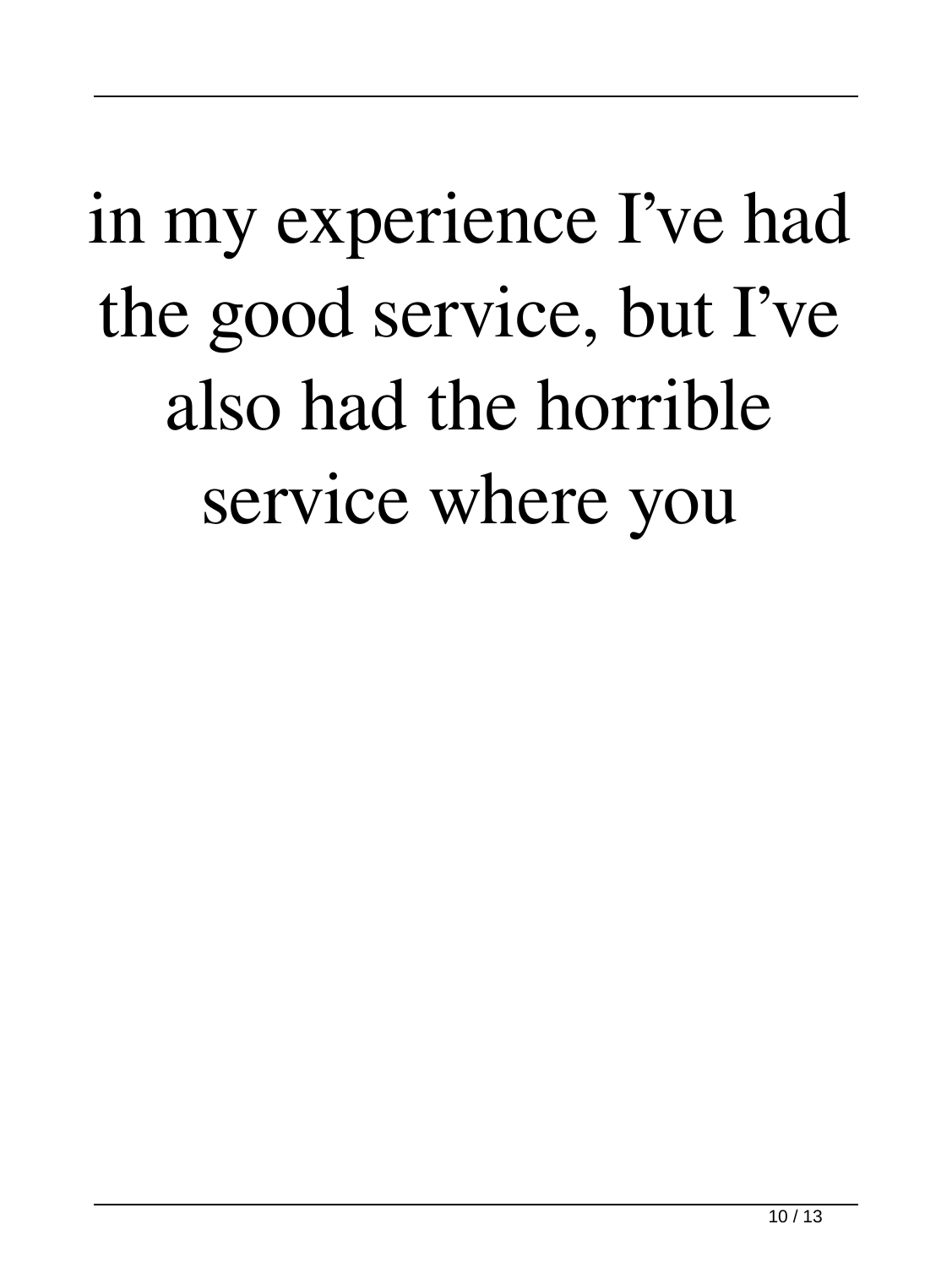in my experience I’ve had the good service, but I’ve also had the horrible service where you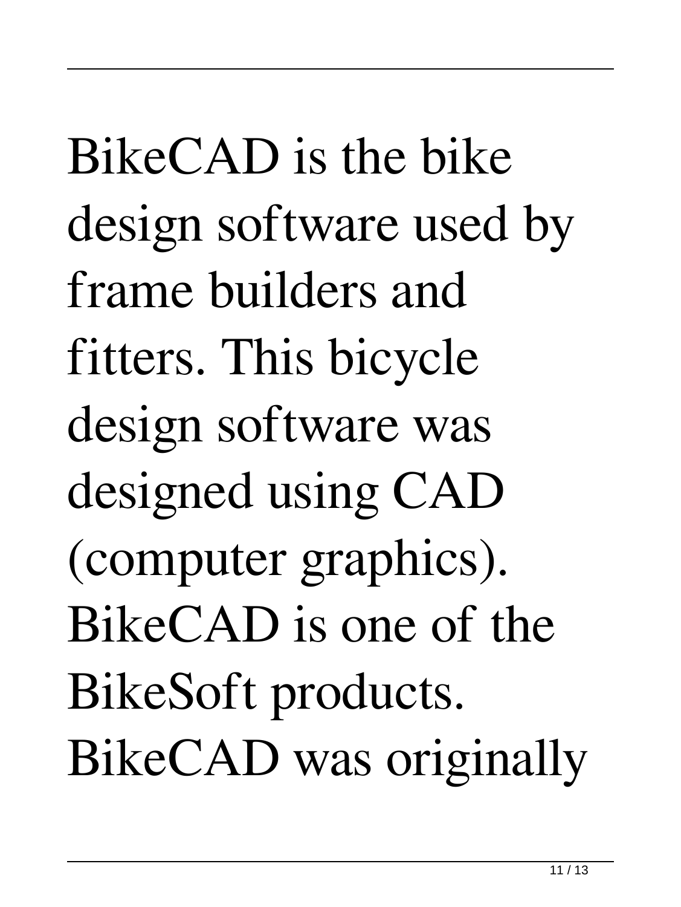BikeCAD is the bike design software used by frame builders and fitters. This bicycle design software was designed using CAD (computer graphics). BikeCAD is one of the BikeSoft products. BikeCAD was originally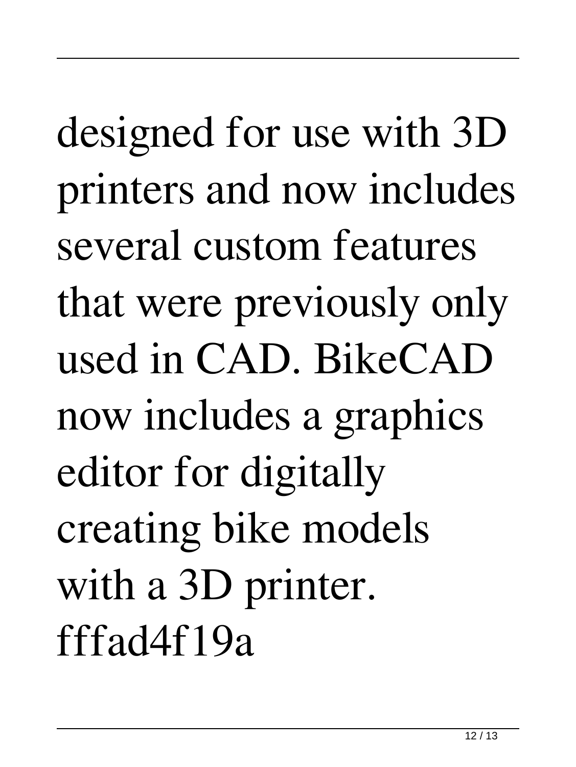designed for use with 3D printers and now includes several custom features that were previously only used in CAD. BikeCAD now includes a graphics editor for digitally creating bike models with a 3D printer.
fffad4f19a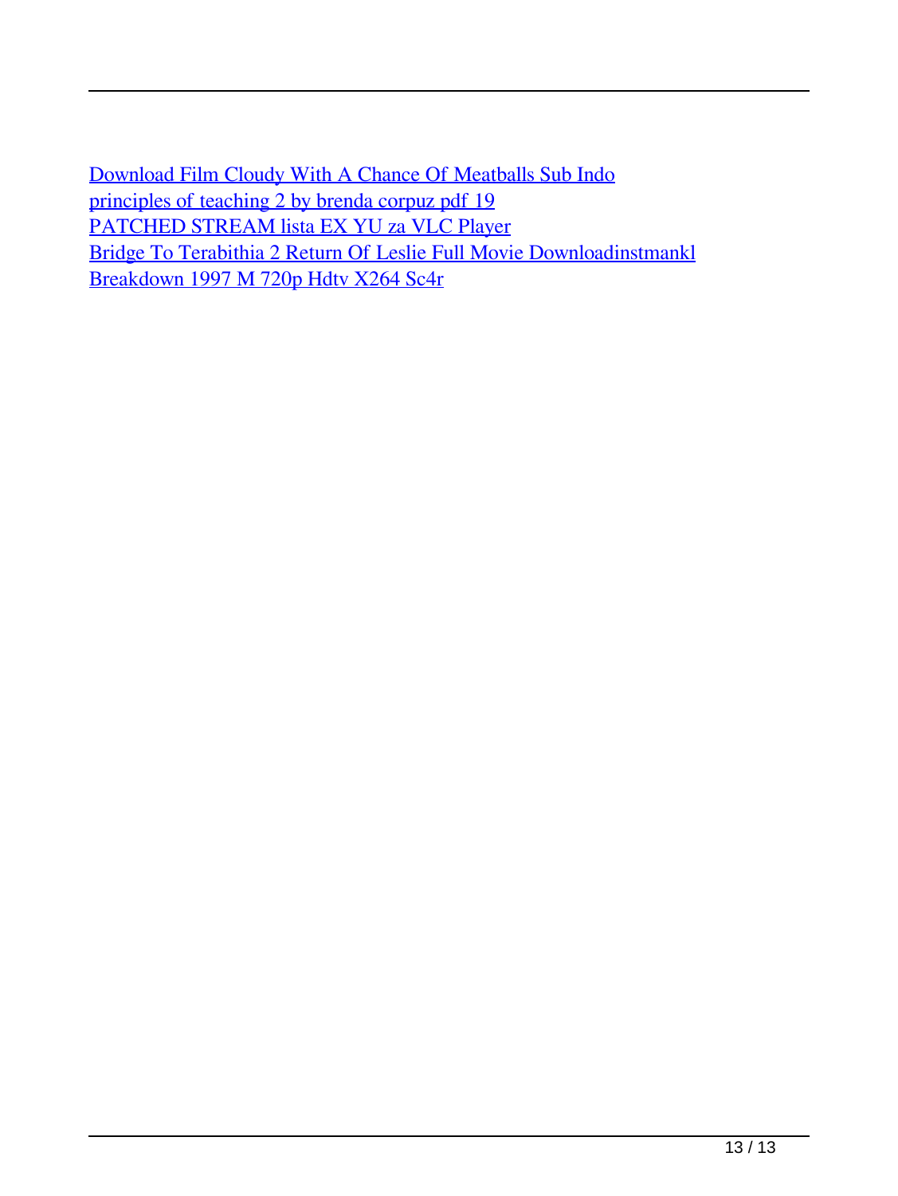[Download Film Cloudy With A Chance Of Meatballs Sub Indo]()
[principles of teaching 2 by brenda corpuz pdf 19]()
[PATCHED STREAM lista EX YU za VLC Player]()
[Bridge To Terabithia 2 Return Of Leslie Full Movie Downloadinstmankl]()
[Breakdown 1997 M 720p Hdtv X264 Sc4r]()